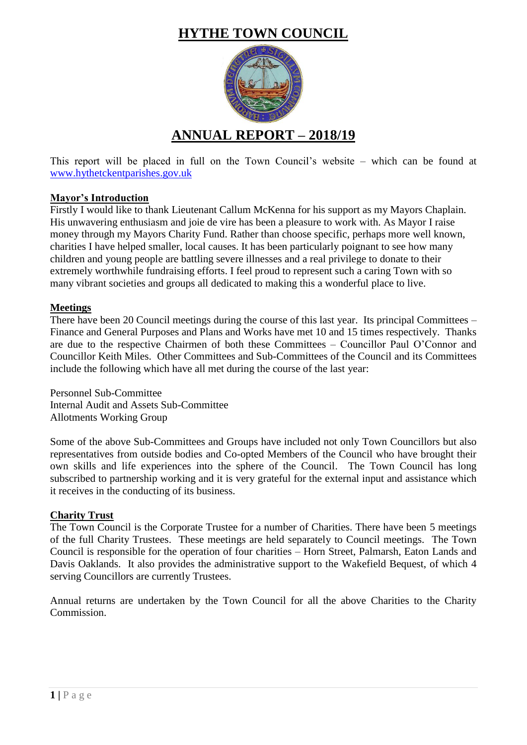# HYTHE TOWN COUNCIL

## ANNUAL REPORT – 2018/19

This report will be placed in full on the Town Council's website – which can be found at [www.hythetckentparishes.gov.uk](http://www.hythetckentparishes.gov.uk)

### Mayor's Introduction

Firstly I would like to thank Lieutenant Callum McKenna for his support as my Mayors Chaplain. His unwavering enthusiasm and joie de vire has been a pleasure to work with. As Mayor I raise money through my Mayors Charity Fund. Rather than choose specific, perhaps more well known, charities I have helped smaller, local causes. It has been particularly poignant to see how many children and young people are battling severe illnesses and a real privilege to donate to their extremely worthwhile fundraising efforts. I feel proud to represent such a caring Town with so many vibrant societies and groups all dedicated to making this a wonderful place to live.

### Meetings

There have been 20 Council meetings during the course of this last year. Its principal Committees – Finance and General Purposes and Plans and Works have met 10 and 15 times respectively. Thanks are due to the respective Chairmen of both these Committees – Councillor Paul O'Connor and Councillor Keith Miles. Other Committees and Sub-Committees of the Council and its Committees include the following which have all met during the course of the last year:

Personnel Sub-Committee
Internal Audit and Assets Sub-Committee
Allotments Working Group

Some of the above Sub-Committees and Groups have included not only Town Councillors but also representatives from outside bodies and Co-opted Members of the Council who have brought their own skills and life experiences into the sphere of the Council. The Town Council has long subscribed to partnership working and it is very grateful for the external input and assistance which it receives in the conducting of its business.

### Charity Trust

The Town Council is the Corporate Trustee for a number of Charities. There have been 5 meetings of the full Charity Trustees. These meetings are held separately to Council meetings. The Town Council is responsible for the operation of four charities – Horn Street, Palmarsh, Eaton Lands and Davis Oaklands. It also provides the administrative support to the Wakefield Bequest, of which 4 serving Councillors are currently Trustees.

Annual returns are undertaken by the Town Council for all the above Charities to the Charity Commission.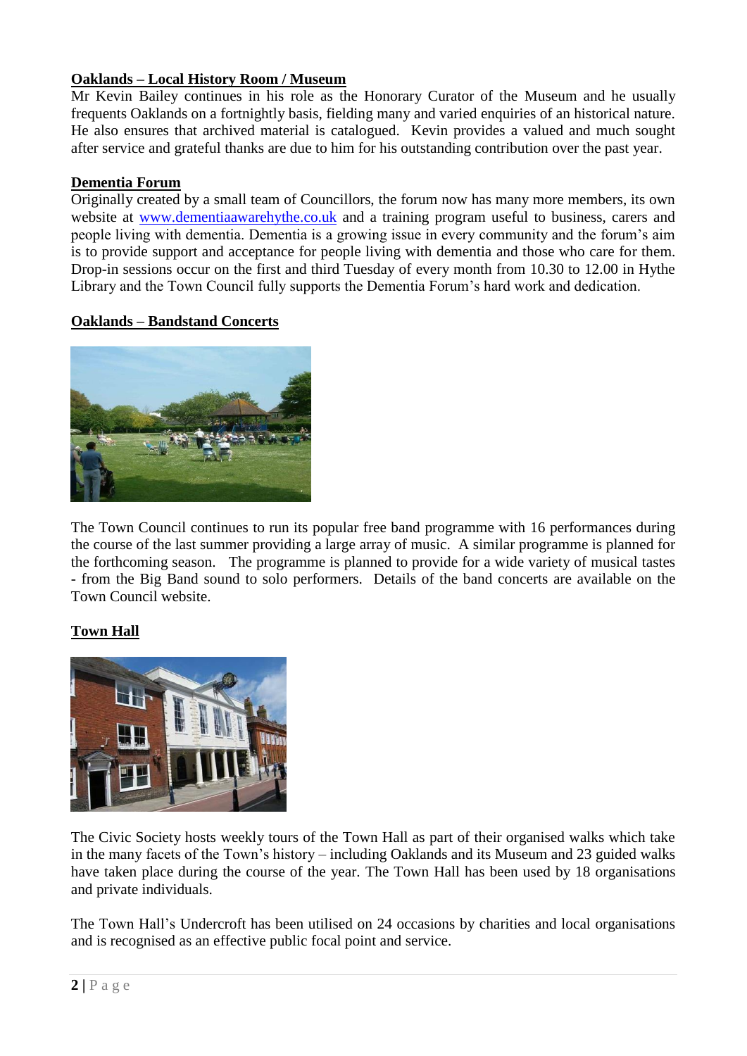**Oaklands – Local History Room / Museum**

Mr Kevin Bailey continues in his role as the Honorary Curator of the Museum and he usually frequents Oaklands on a fortnightly basis, fielding many and varied enquiries of an historical nature. He also ensures that archived material is catalogued. Kevin provides a valued and much sought after service and grateful thanks are due to him for his outstanding contribution over the past year.

**Dementia Forum**

Originally created by a small team of Councillors, the forum now has many more members, its own website at www.dementiaawarehythe.co.uk and a training program useful to business, carers and people living with dementia. Dementia is a growing issue in every community and the forum's aim is to provide support and acceptance for people living with dementia and those who care for them. Drop-in sessions occur on the first and third Tuesday of every month from 10.30 to 12.00 in Hythe Library and the Town Council fully supports the Dementia Forum's hard work and dedication.

**Oaklands – Bandstand Concerts**

The Town Council continues to run its popular free band programme with 16 performances during the course of the last summer providing a large array of music. A similar programme is planned for the forthcoming season. The programme is planned to provide for a wide variety of musical tastes - from the Big Band sound to solo performers. Details of the band concerts are available on the Town Council website.

**Town Hall**

The Civic Society hosts weekly tours of the Town Hall as part of their organised walks which take in the many facets of the Town's history – including Oaklands and its Museum and 23 guided walks have taken place during the course of the year. The Town Hall has been used by 18 organisations and private individuals.

The Town Hall's Undercroft has been utilised on 24 occasions by charities and local organisations and is recognised as an effective public focal point and service.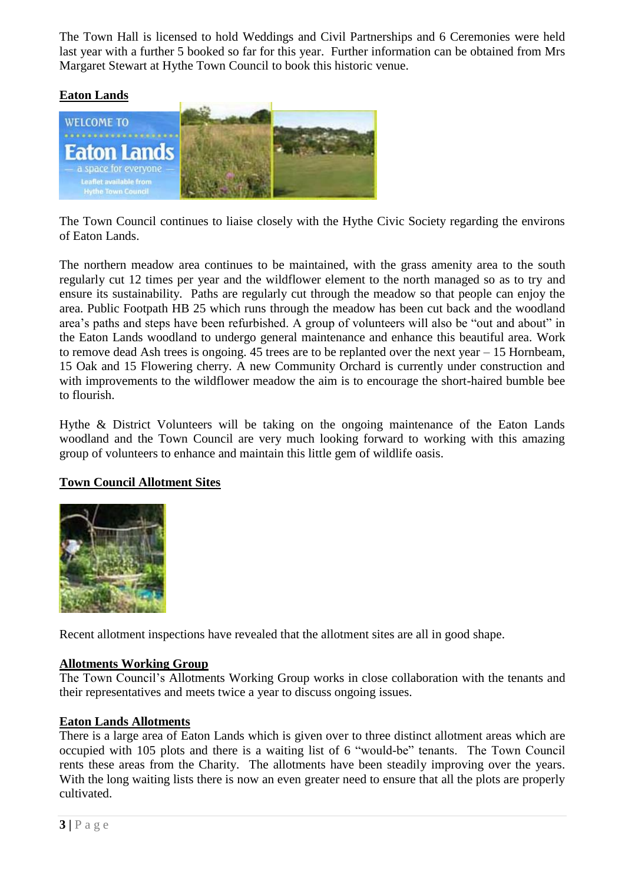The Town Hall is licensed to hold Weddings and Civil Partnerships and 6 Ceremonies were held last year with a further 5 booked so far for this year. Further information can be obtained from Mrs Margaret Stewart at Hythe Town Council to book this historic venue.

## Eaton Lands

The Town Council continues to liaise closely with the Hythe Civic Society regarding the environs of Eaton Lands.

The northern meadow area continues to be maintained, with the grass amenity area to the south regularly cut 12 times per year and the wildflower element to the north managed so as to try and ensure its sustainability. Paths are regularly cut through the meadow so that people can enjoy the area. Public Footpath HB 25 which runs through the meadow has been cut back and the woodland area's paths and steps have been refurbished. A group of volunteers will also be "out and about" in the Eaton Lands woodland to undergo general maintenance and enhance this beautiful area. Work to remove dead Ash trees is ongoing. 45 trees are to be replanted over the next year – 15 Hornbeam, 15 Oak and 15 Flowering cherry. A new Community Orchard is currently under construction and with improvements to the wildflower meadow the aim is to encourage the short-haired bumble bee to flourish.

Hythe & District Volunteers will be taking on the ongoing maintenance of the Eaton Lands woodland and the Town Council are very much looking forward to working with this amazing group of volunteers to enhance and maintain this little gem of wildlife oasis.

## Town Council Allotment Sites

Recent allotment inspections have revealed that the allotment sites are all in good shape.

## Allotments Working Group

The Town Council's Allotments Working Group works in close collaboration with the tenants and their representatives and meets twice a year to discuss ongoing issues.

## Eaton Lands Allotments

There is a large area of Eaton Lands which is given over to three distinct allotment areas which are occupied with 105 plots and there is a waiting list of 6 "would-be" tenants. The Town Council rents these areas from the Charity. The allotments have been steadily improving over the years. With the long waiting lists there is now an even greater need to ensure that all the plots are properly cultivated.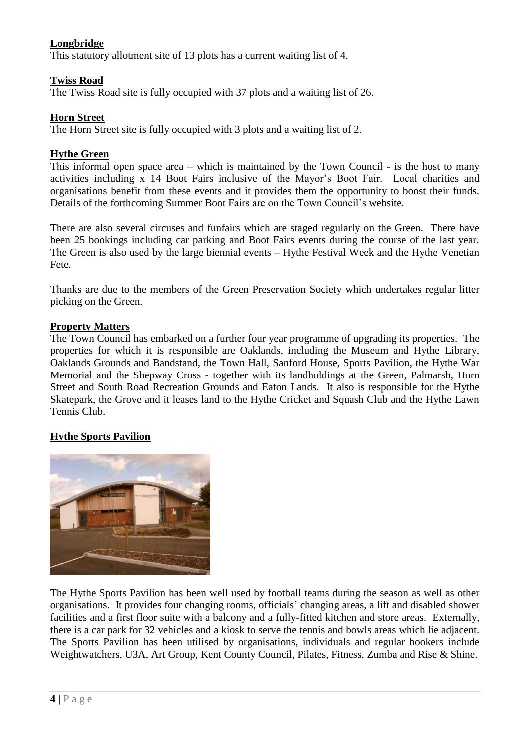**Longbridge**

This statutory allotment site of 13 plots has a current waiting list of 4.

**Twiss Road**

The Twiss Road site is fully occupied with 37 plots and a waiting list of 26.

**Horn Street**

The Horn Street site is fully occupied with 3 plots and a waiting list of 2.

**Hythe Green**

This informal open space area – which is maintained by the Town Council - is the host to many activities including x 14 Boot Fairs inclusive of the Mayor's Boot Fair. Local charities and organisations benefit from these events and it provides them the opportunity to boost their funds. Details of the forthcoming Summer Boot Fairs are on the Town Council's website.

There are also several circuses and funfairs which are staged regularly on the Green. There have been 25 bookings including car parking and Boot Fairs events during the course of the last year. The Green is also used by the large biennial events – Hythe Festival Week and the Hythe Venetian Fete.

Thanks are due to the members of the Green Preservation Society which undertakes regular litter picking on the Green.

**Property Matters**

The Town Council has embarked on a further four year programme of upgrading its properties. The properties for which it is responsible are Oaklands, including the Museum and Hythe Library, Oaklands Grounds and Bandstand, the Town Hall, Sanford House, Sports Pavilion, the Hythe War Memorial and the Shepway Cross - together with its landholdings at the Green, Palmarsh, Horn Street and South Road Recreation Grounds and Eaton Lands. It also is responsible for the Hythe Skatepark, the Grove and it leases land to the Hythe Cricket and Squash Club and the Hythe Lawn Tennis Club.

**Hythe Sports Pavilion**

The Hythe Sports Pavilion has been well used by football teams during the season as well as other organisations. It provides four changing rooms, officials' changing areas, a lift and disabled shower facilities and a first floor suite with a balcony and a fully-fitted kitchen and store areas. Externally, there is a car park for 32 vehicles and a kiosk to serve the tennis and bowls areas which lie adjacent. The Sports Pavilion has been utilised by organisations, individuals and regular bookers include Weightwatchers, U3A, Art Group, Kent County Council, Pilates, Fitness, Zumba and Rise & Shine.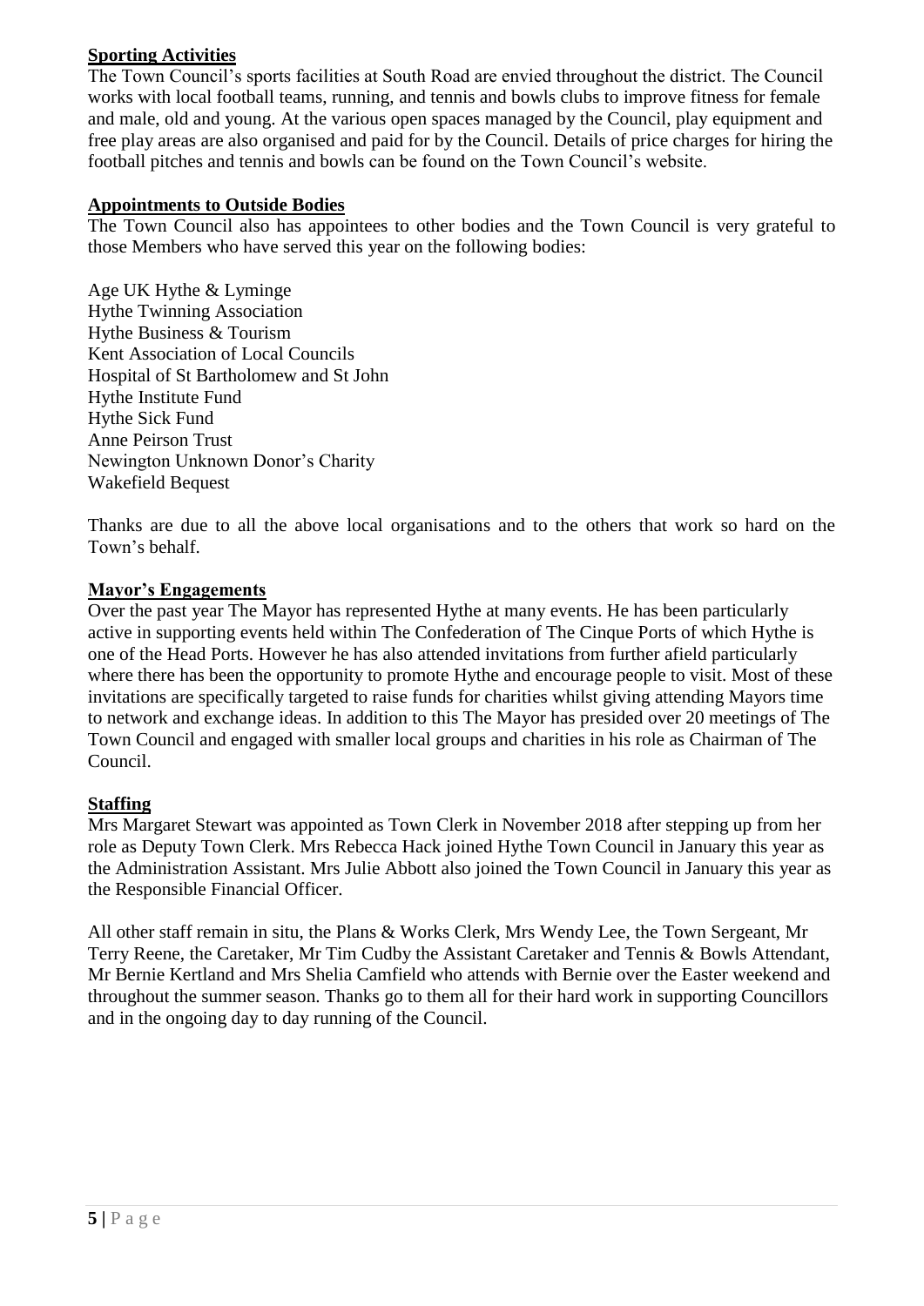## **Sporting Activities**

The Town Council's sports facilities at South Road are envied throughout the district. The Council works with local football teams, running, and tennis and bowls clubs to improve fitness for female and male, old and young. At the various open spaces managed by the Council, play equipment and free play areas are also organised and paid for by the Council. Details of price charges for hiring the football pitches and tennis and bowls can be found on the Town Council's website.

## **Appointments to Outside Bodies**

The Town Council also has appointees to other bodies and the Town Council is very grateful to those Members who have served this year on the following bodies:

Age UK Hythe & Lyminge
Hythe Twinning Association
Hythe Business & Tourism
Kent Association of Local Councils
Hospital of St Bartholomew and St John
Hythe Institute Fund
Hythe Sick Fund
Anne Peirson Trust
Newington Unknown Donor's Charity
Wakefield Bequest

Thanks are due to all the above local organisations and to the others that work so hard on the Town's behalf.

## **Mayor's Engagements**

Over the past year The Mayor has represented Hythe at many events. He has been particularly active in supporting events held within The Confederation of The Cinque Ports of which Hythe is one of the Head Ports. However he has also attended invitations from further afield particularly where there has been the opportunity to promote Hythe and encourage people to visit. Most of these invitations are specifically targeted to raise funds for charities whilst giving attending Mayors time to network and exchange ideas. In addition to this The Mayor has presided over 20 meetings of The Town Council and engaged with smaller local groups and charities in his role as Chairman of The Council.

## **Staffing**

Mrs Margaret Stewart was appointed as Town Clerk in November 2018 after stepping up from her role as Deputy Town Clerk. Mrs Rebecca Hack joined Hythe Town Council in January this year as the Administration Assistant. Mrs Julie Abbott also joined the Town Council in January this year as the Responsible Financial Officer.

All other staff remain in situ, the Plans & Works Clerk, Mrs Wendy Lee, the Town Sergeant, Mr Terry Reene, the Caretaker, Mr Tim Cudby the Assistant Caretaker and Tennis & Bowls Attendant, Mr Bernie Kertland and Mrs Shelia Camfield who attends with Bernie over the Easter weekend and throughout the summer season. Thanks go to them all for their hard work in supporting Councillors and in the ongoing day to day running of the Council.